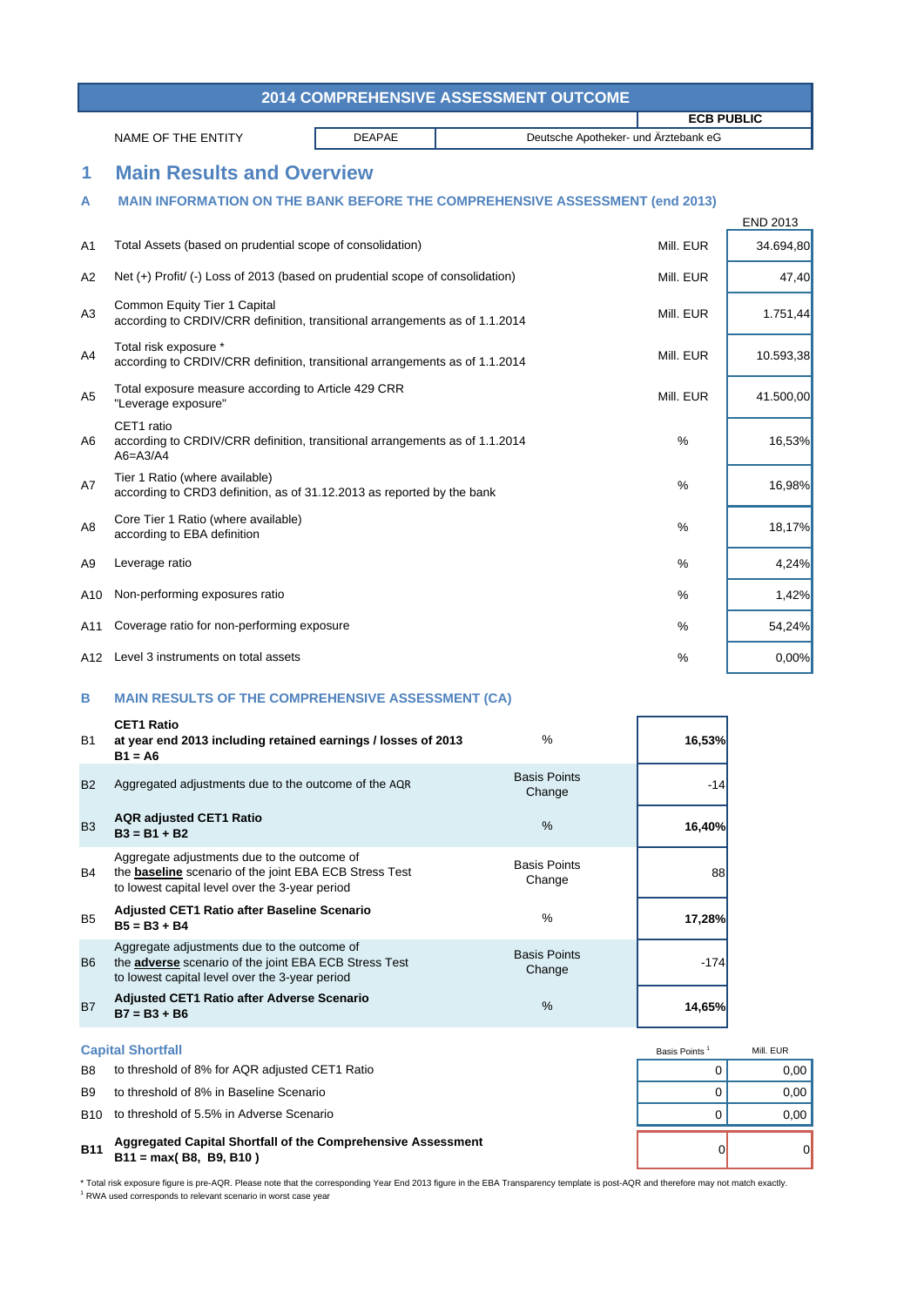# 2014 COMPREHENSIVE ASSESSMENT OUTCOME

**ECB PUBLIC**

| NAME OF THE ENTITY | DEAPAE | Deutsche Apotheker- und Ärztebank eG |
|---|---|---|

## 1 Main Results and Overview

### A MAIN INFORMATION ON THE BANK BEFORE THE COMPREHENSIVE ASSESSMENT (end 2013)

| | | | END 2013 |
|---|---|---|---|
| A1 | Total Assets (based on prudential scope of consolidation) | Mill. EUR | 34.694,80 |
| A2 | Net (+) Profit/ (-) Loss of 2013 (based on prudential scope of consolidation) | Mill. EUR | 47,40 |
| A3 | Common Equity Tier 1 Capital according to CRDIV/CRR definition, transitional arrangements as of 1.1.2014 | Mill. EUR | 1.751,44 |
| A4 | Total risk exposure * according to CRDIV/CRR definition, transitional arrangements as of 1.1.2014 | Mill. EUR | 10.593,38 |
| A5 | Total exposure measure according to Article 429 CRR "Leverage exposure" | Mill. EUR | 41.500,00 |
| A6 | CET1 ratio according to CRDIV/CRR definition, transitional arrangements as of 1.1.2014 A6=A3/A4 | % | 16,53% |
| A7 | Tier 1 Ratio (where available) according to CRD3 definition, as of 31.12.2013 as reported by the bank | % | 16,98% |
| A8 | Core Tier 1 Ratio (where available) according to EBA definition | % | 18,17% |
| A9 | Leverage ratio | % | 4,24% |
| A10 | Non-performing exposures ratio | % | 1,42% |
| A11 | Coverage ratio for non-performing exposure | % | 54,24% |
| A12 | Level 3 instruments on total assets | % | 0,00% |

### B MAIN RESULTS OF THE COMPREHENSIVE ASSESSMENT (CA)

| | | | |
|---|---|---|---|
| B1 | **CET1 Ratio at year end 2013 including retained earnings / losses of 2013 B1 = A6** | % | **16,53%** |
| B2 | Aggregated adjustments due to the outcome of the AQR | Basis Points Change | -14 |
| B3 | **AQR adjusted CET1 Ratio B3 = B1 + B2** | % | **16,40%** |
| B4 | Aggregate adjustments due to the outcome of the **baseline** scenario of the joint EBA ECB Stress Test to lowest capital level over the 3-year period | Basis Points Change | 88 |
| B5 | **Adjusted CET1 Ratio after Baseline Scenario B5 = B3 + B4** | % | **17,28%** |
| B6 | Aggregate adjustments due to the outcome of the **adverse** scenario of the joint EBA ECB Stress Test to lowest capital level over the 3-year period | Basis Points Change | -174 |
| B7 | **Adjusted CET1 Ratio after Adverse Scenario B7 = B3 + B6** | % | **14,65%** |

**Capital Shortfall**

| | | Basis Points [1] | Mill. EUR |
|---|---|---|---|
| B8 | to threshold of 8% for AQR adjusted CET1 Ratio | 0 | 0,00 |
| B9 | to threshold of 8% in Baseline Scenario | 0 | 0,00 |
| B10 | to threshold of 5.5% in Adverse Scenario | 0 | 0,00 |
| **B11** | **Aggregated Capital Shortfall of the Comprehensive Assessment B11 = max( B8, B9, B10 )** | 0 | 0 |

* Total risk exposure figure is pre-AQR. Please note that the corresponding Year End 2013 figure in the EBA Transparency template is post-AQR and therefore may not match exactly.

[1] RWA used corresponds to relevant scenario in worst case year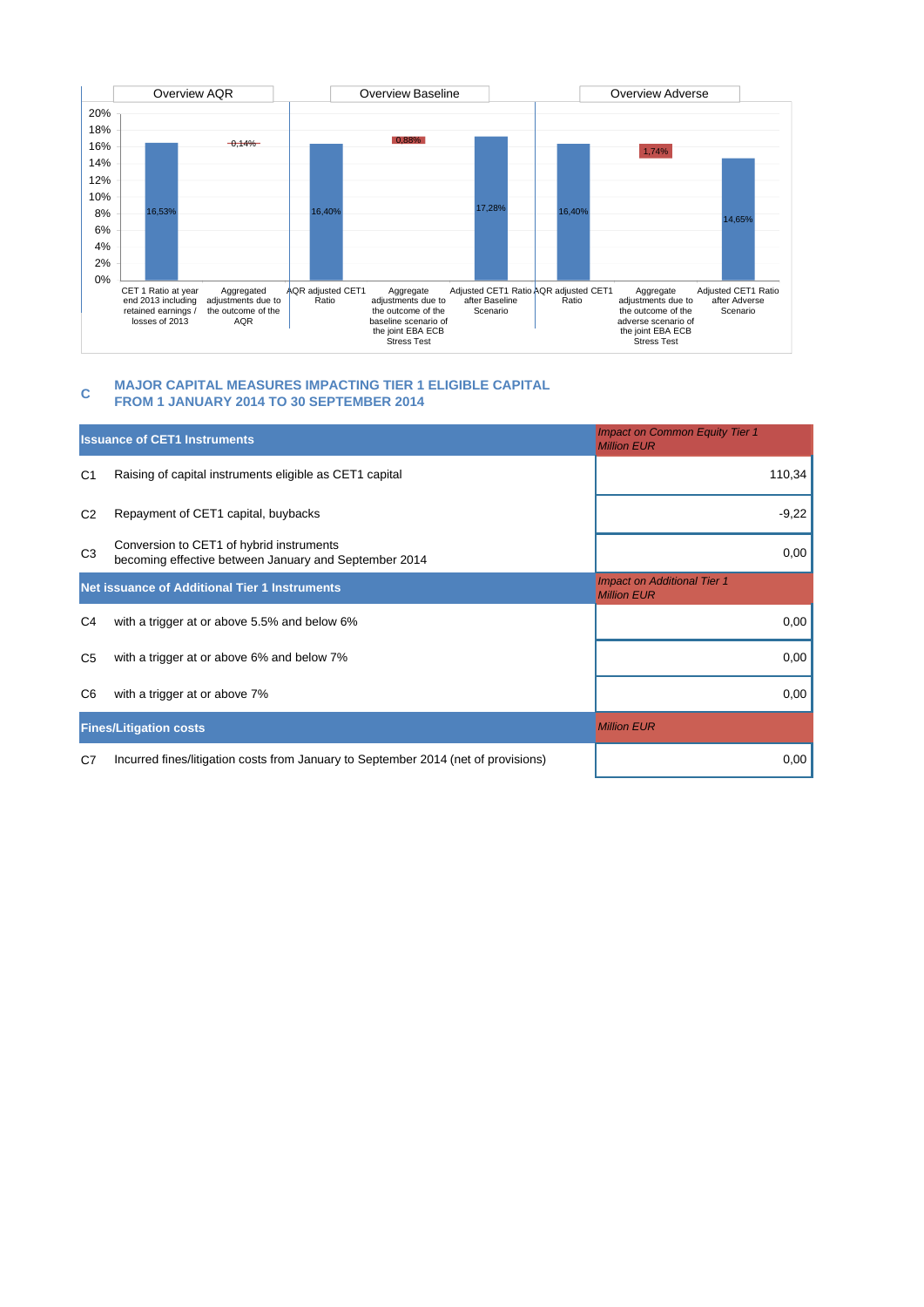Overview AQR

Overview Baseline

Overview Adverse

20%
18%
16%
14%
12%
10%
8%
6%
4%
2%
0%

16,53%
-0,14%
16,40%
0,88%
17,28%
16,40%
1,74%
14,65%

CET 1 Ratio at year end 2013 including retained earnings / losses of 2013

Aggregated adjustments due to the outcome of the AQR

AQR adjusted CET1 Ratio

Aggregate adjustments due to the outcome of the baseline scenario of the joint EBA ECB Stress Test

Adjusted CET1 Ratio after Baseline Scenario

AQR adjusted CET1 Ratio

Aggregate adjustments due to the outcome of the adverse scenario of the joint EBA ECB Stress Test

Adjusted CET1 Ratio after Adverse Scenario

## C MAJOR CAPITAL MEASURES IMPACTING TIER 1 ELIGIBLE CAPITAL FROM 1 JANUARY 2014 TO 30 SEPTEMBER 2014

| | | |
|---|---|---|
| **Issuance of CET1 Instruments** | | *Impact on Common Equity Tier 1 Million EUR* |
| C1 | Raising of capital instruments eligible as CET1 capital | 110,34 |
| C2 | Repayment of CET1 capital, buybacks | -9,22 |
| C3 | Conversion to CET1 of hybrid instruments becoming effective between January and September 2014 | 0,00 |
| **Net issuance of Additional Tier 1 Instruments** | | *Impact on Additional Tier 1 Million EUR* |
| C4 | with a trigger at or above 5.5% and below 6% | 0,00 |
| C5 | with a trigger at or above 6% and below 7% | 0,00 |
| C6 | with a trigger at or above 7% | 0,00 |
| **Fines/Litigation costs** | | *Million EUR* |
| C7 | Incurred fines/litigation costs from January to September 2014 (net of provisions) | 0,00 |